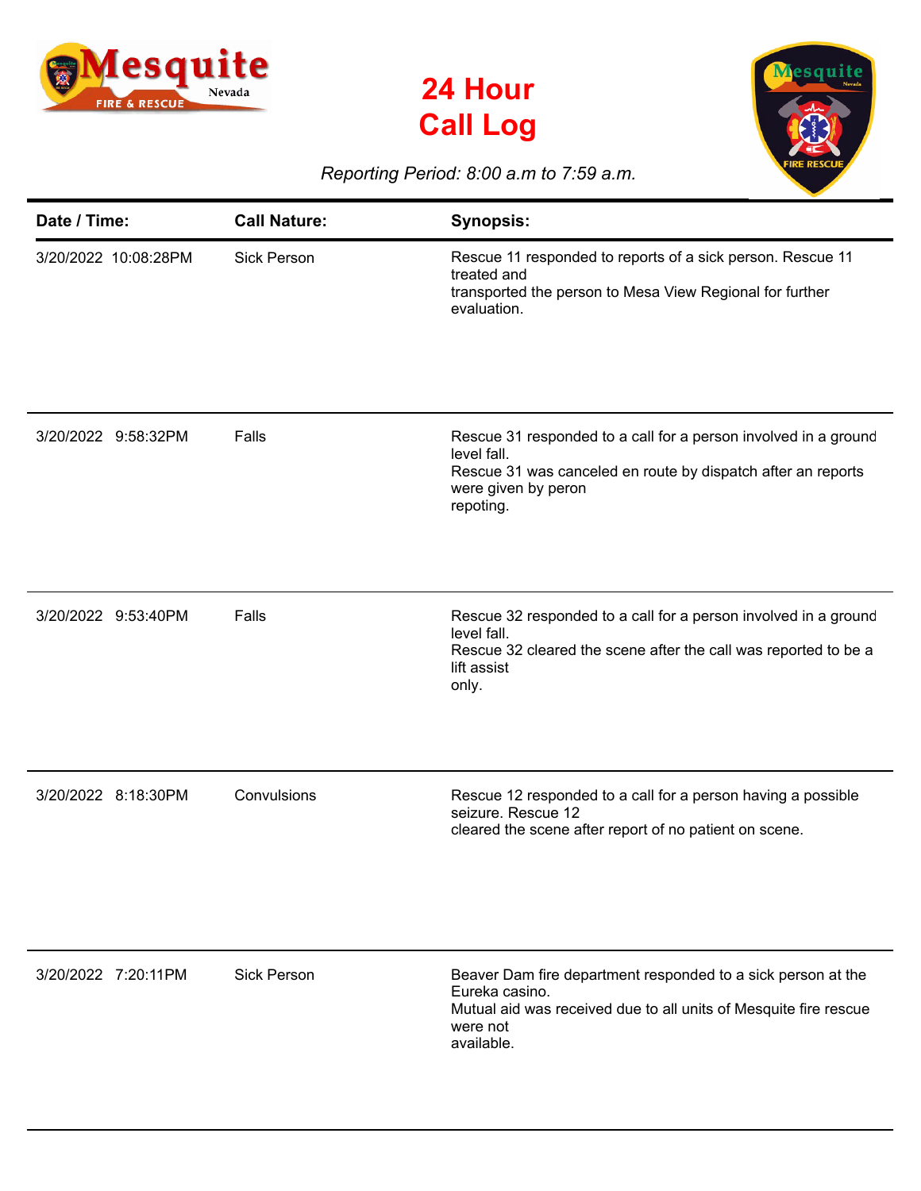# 24 Hour Call Log

*Reporting Period: 8:00 a.m to 7:59 a.m.*

| Date / Time: | Call Nature: | Synopsis: |
|---|---|---|
| 3/20/2022 10:08:28PM | Sick Person | Rescue 11 responded to reports of a sick person. Rescue 11 treated and transported the person to Mesa View Regional for further evaluation. |
| 3/20/2022 9:58:32PM | Falls | Rescue 31 responded to a call for a person involved in a ground level fall. Rescue 31 was canceled en route by dispatch after an reports were given by peron repoting. |
| 3/20/2022 9:53:40PM | Falls | Rescue 32 responded to a call for a person involved in a ground level fall. Rescue 32 cleared the scene after the call was reported to be a lift assist only. |
| 3/20/2022 8:18:30PM | Convulsions | Rescue 12 responded to a call for a person having a possible seizure. Rescue 12 cleared the scene after report of no patient on scene. |
| 3/20/2022 7:20:11PM | Sick Person | Beaver Dam fire department responded to a sick person at the Eureka casino. Mutual aid was received due to all units of Mesquite fire rescue were not available. |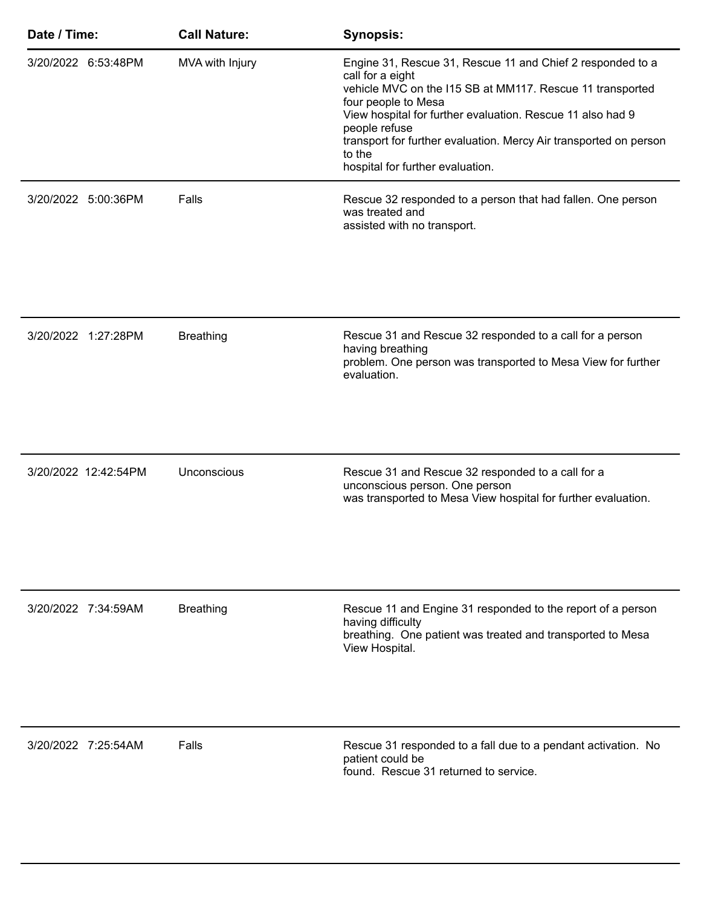| Date / Time: | Call Nature: | Synopsis: |
|---|---|---|
| 3/20/2022 6:53:48PM | MVA with Injury | Engine 31, Rescue 31, Rescue 11 and Chief 2 responded to a call for a eight vehicle MVC on the I15 SB at MM117. Rescue 11 transported four people to Mesa View hospital for further evaluation. Rescue 11 also had 9 people refuse transport for further evaluation. Mercy Air transported on person to the hospital for further evaluation. |
| 3/20/2022 5:00:36PM | Falls | Rescue 32 responded to a person that had fallen. One person was treated and assisted with no transport. |
| 3/20/2022 1:27:28PM | Breathing | Rescue 31 and Rescue 32 responded to a call for a person having breathing problem. One person was transported to Mesa View for further evaluation. |
| 3/20/2022 12:42:54PM | Unconscious | Rescue 31 and Rescue 32 responded to a call for a unconscious person. One person was transported to Mesa View hospital for further evaluation. |
| 3/20/2022 7:34:59AM | Breathing | Rescue 11 and Engine 31 responded to the report of a person having difficulty breathing. One patient was treated and transported to Mesa View Hospital. |
| 3/20/2022 7:25:54AM | Falls | Rescue 31 responded to a fall due to a pendant activation. No patient could be found. Rescue 31 returned to service. |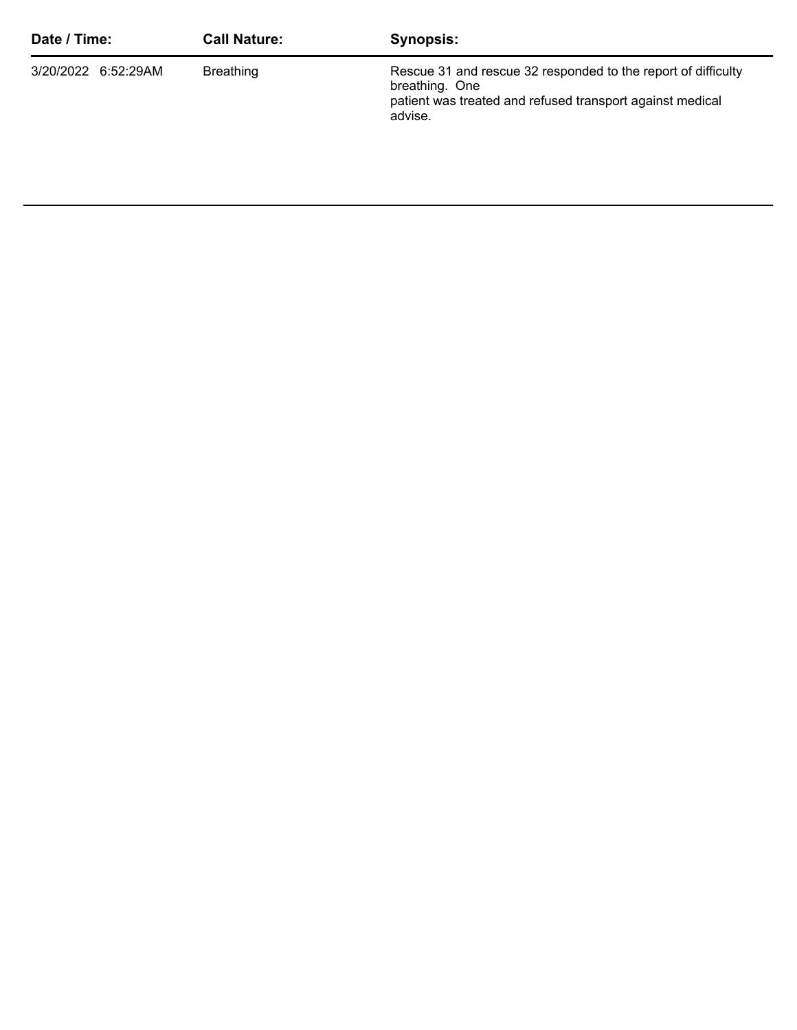| Date / Time: | Call Nature: | Synopsis: |
| --- | --- | --- |
| 3/20/2022 6:52:29AM | Breathing | Rescue 31 and rescue 32 responded to the report of difficulty breathing. One patient was treated and refused transport against medical advise. |